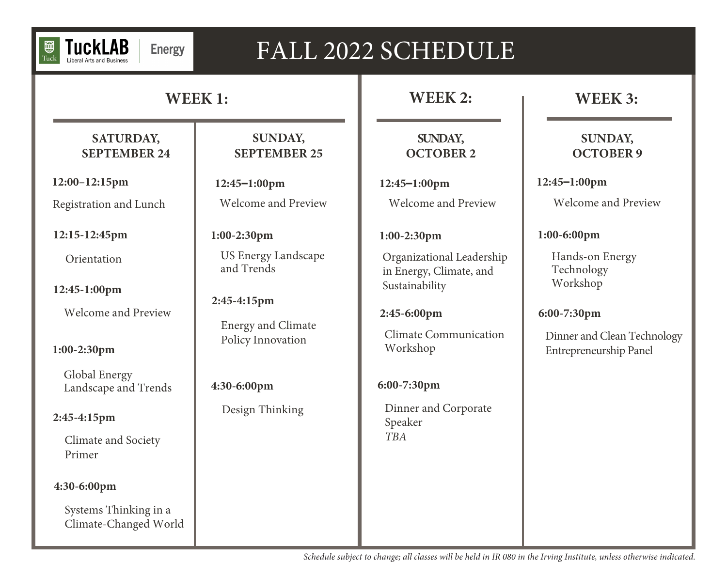TuckLAB | Energy

Liberal Arts and Business

# FALL 2022 SCHEDULE

## WEEK 1:

### SATURDAY, SEPTEMBER 24

**12:00–12:15pm**

Registration and Lunch

**12:15-12:45pm**

Orientation

**12:45-1:00pm**

Welcome and Preview

**1:00-2:30pm**

Global Energy Landscape and Trends

**2:45-4:15pm**

Climate and Society Primer

**4:30-6:00pm**

Systems Thinking in a Climate-Changed World

### SUNDAY, SEPTEMBER 25

**12:45–1:00pm**

Welcome and Preview

**1:00-2:30pm**

US Energy Landscape and Trends

**2:45-4:15pm**

Energy and Climate Policy Innovation

**4:30-6:00pm**

Design Thinking

## WEEK 2:

### SUNDAY, OCTOBER 2

**12:45–1:00pm**

Welcome and Preview

**1:00-2:30pm**

Organizational Leadership in Energy, Climate, and Sustainability

**2:45-6:00pm**

Climate Communication Workshop

**6:00-7:30pm**

Dinner and Corporate Speaker
*TBA*

## WEEK 3:

### SUNDAY, OCTOBER 9

**12:45–1:00pm**

Welcome and Preview

**1:00-6:00pm**

Hands-on Energy Technology Workshop

**6:00-7:30pm**

Dinner and Clean Technology Entrepreneurship Panel

*Schedule subject to change; all classes will be held in IR 080 in the Irving Institute, unless otherwise indicated.*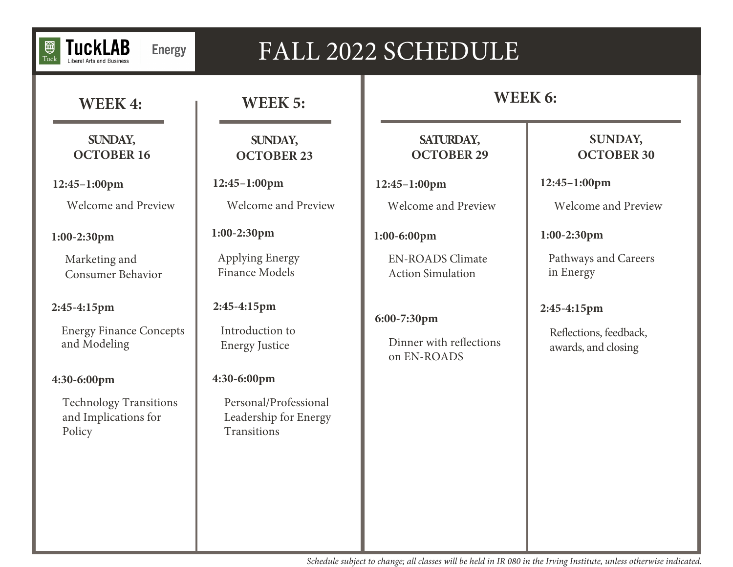TuckLAB Liberal Arts and Business | Energy

# FALL 2022 SCHEDULE

## WEEK 4:

### SUNDAY, OCTOBER 16

**12:45–1:00pm**

Welcome and Preview

**1:00-2:30pm**

Marketing and Consumer Behavior

**2:45-4:15pm**

Energy Finance Concepts and Modeling

**4:30-6:00pm**

Technology Transitions and Implications for Policy

## WEEK 5:

### SUNDAY, OCTOBER 23

**12:45–1:00pm**

Welcome and Preview

**1:00-2:30pm**

Applying Energy Finance Models

**2:45-4:15pm**

Introduction to Energy Justice

**4:30-6:00pm**

Personal/Professional Leadership for Energy Transitions

## WEEK 6:

### SATURDAY, OCTOBER 29

**12:45–1:00pm**

Welcome and Preview

**1:00-6:00pm**

EN-ROADS Climate Action Simulation

**6:00-7:30pm**

Dinner with reflections on EN-ROADS

### SUNDAY, OCTOBER 30

**12:45–1:00pm**

Welcome and Preview

**1:00-2:30pm**

Pathways and Careers in Energy

**2:45-4:15pm**

Reflections, feedback, awards, and closing

*Schedule subject to change; all classes will be held in IR 080 in the Irving Institute, unless otherwise indicated.*